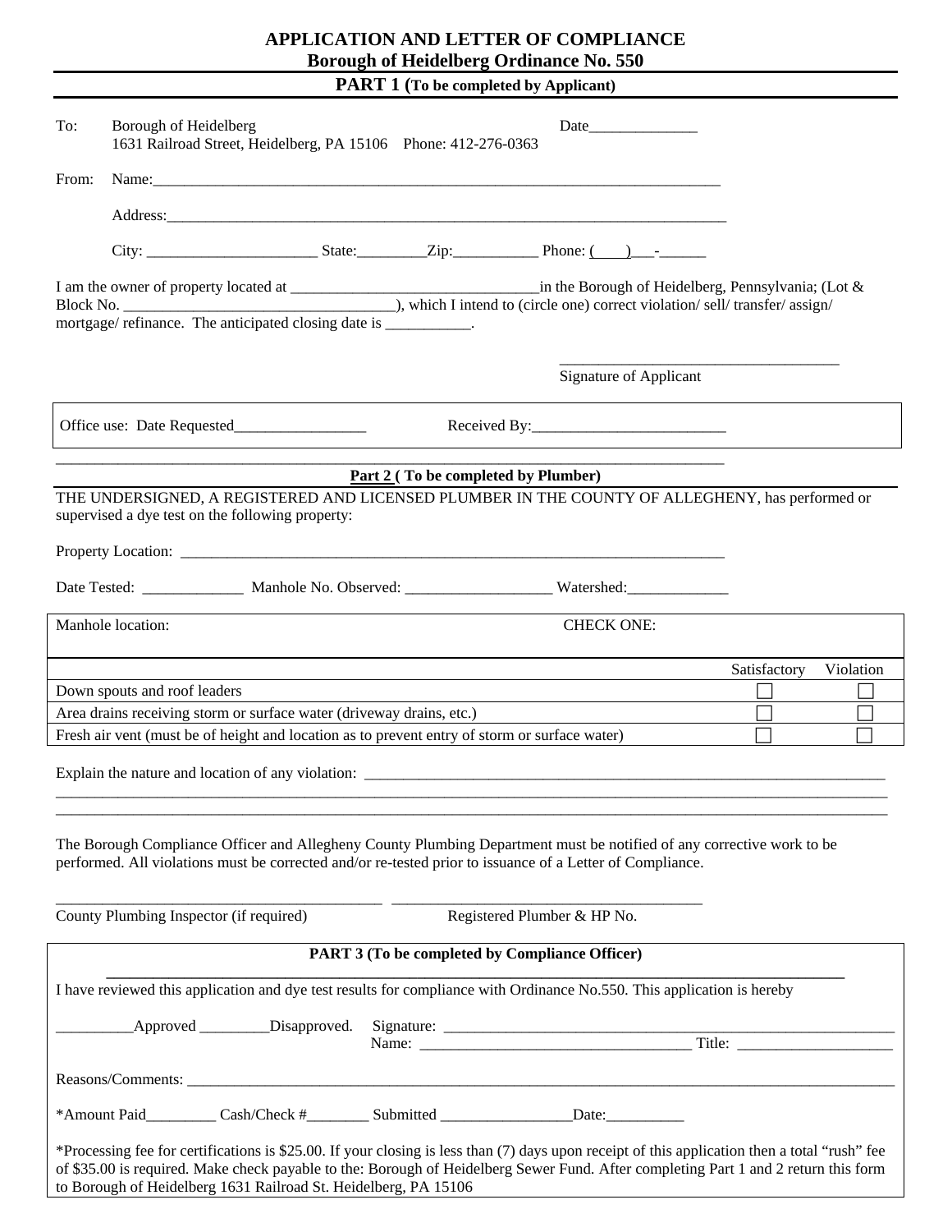# APPLICATION AND LETTER OF COMPLIANCE

## Borough of Heidelberg Ordinance No. 550

### PART 1 (To be completed by Applicant)

To: Borough of Heidelberg
1631 Railroad Street, Heidelberg, PA 15106 Phone: 412-276-0363

Date______________

From: Name:_____________________________________________________________________________

Address:_____________________________________________________________________________

City: ______________________ State:_________Zip:___________ Phone: (____)___-______

I am the owner of property located at ________________________________in the Borough of Heidelberg, Pennsylvania; (Lot & Block No. ___________________________________), which I intend to (circle one) correct violation/ sell/ transfer/ assign/ mortgage/ refinance. The anticipated closing date is ___________.

____________________________________
Signature of Applicant

Office use: Date Requested_________________ Received By:_________________________

### Part 2 ( To be completed by Plumber)

THE UNDERSIGNED, A REGISTERED AND LICENSED PLUMBER IN THE COUNTY OF ALLEGHENY, has performed or supervised a dye test on the following property:

Property Location: ___________________________________________________________________________

Date Tested: _____________ Manhole No. Observed: ___________________ Watershed:_____________

| Manhole location: | CHECK ONE: | |
|---|---|---|
| | Satisfactory | Violation |
| Down spouts and roof leaders | ☐ | ☐ |
| Area drains receiving storm or surface water (driveway drains, etc.) | ☐ | ☐ |
| Fresh air vent (must be of height and location as to prevent entry of storm or surface water) | ☐ | ☐ |

Explain the nature and location of any violation: _______________________________________________________________________
_____________________________________________________________________________________________________________
_____________________________________________________________________________________________________________

The Borough Compliance Officer and Allegheny County Plumbing Department must be notified of any corrective work to be performed. All violations must be corrected and/or re-tested prior to issuance of a Letter of Compliance.

___________________________________________ ______________________________________
County Plumbing Inspector (if required) Registered Plumber & HP No.

### PART 3 (To be completed by Compliance Officer)

I have reviewed this application and dye test results for compliance with Ordinance No.550. This application is hereby

__________Approved _________Disapproved. Signature: _____________________________________________________________
Name: ____________________________________ Title: ____________________

Reasons/Comments: __________________________________________________________________________________________

*Amount Paid_________ Cash/Check #________ Submitted _________________Date:__________

*Processing fee for certifications is $25.00. If your closing is less than (7) days upon receipt of this application then a total "rush" fee of $35.00 is required. Make check payable to the: Borough of Heidelberg Sewer Fund. After completing Part 1 and 2 return this form to Borough of Heidelberg 1631 Railroad St. Heidelberg, PA 15106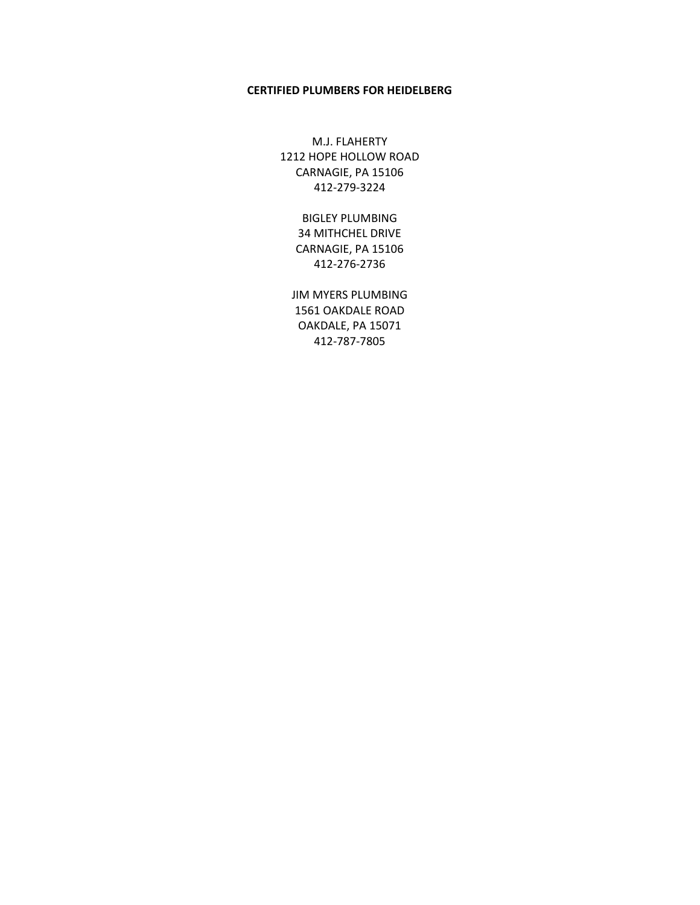**CERTIFIED PLUMBERS FOR HEIDELBERG**

M.J. FLAHERTY
1212 HOPE HOLLOW ROAD
CARNAGIE, PA 15106
412-279-3224

BIGLEY PLUMBING
34 MITHCHEL DRIVE
CARNAGIE, PA 15106
412-276-2736

JIM MYERS PLUMBING
1561 OAKDALE ROAD
OAKDALE, PA 15071
412-787-7805